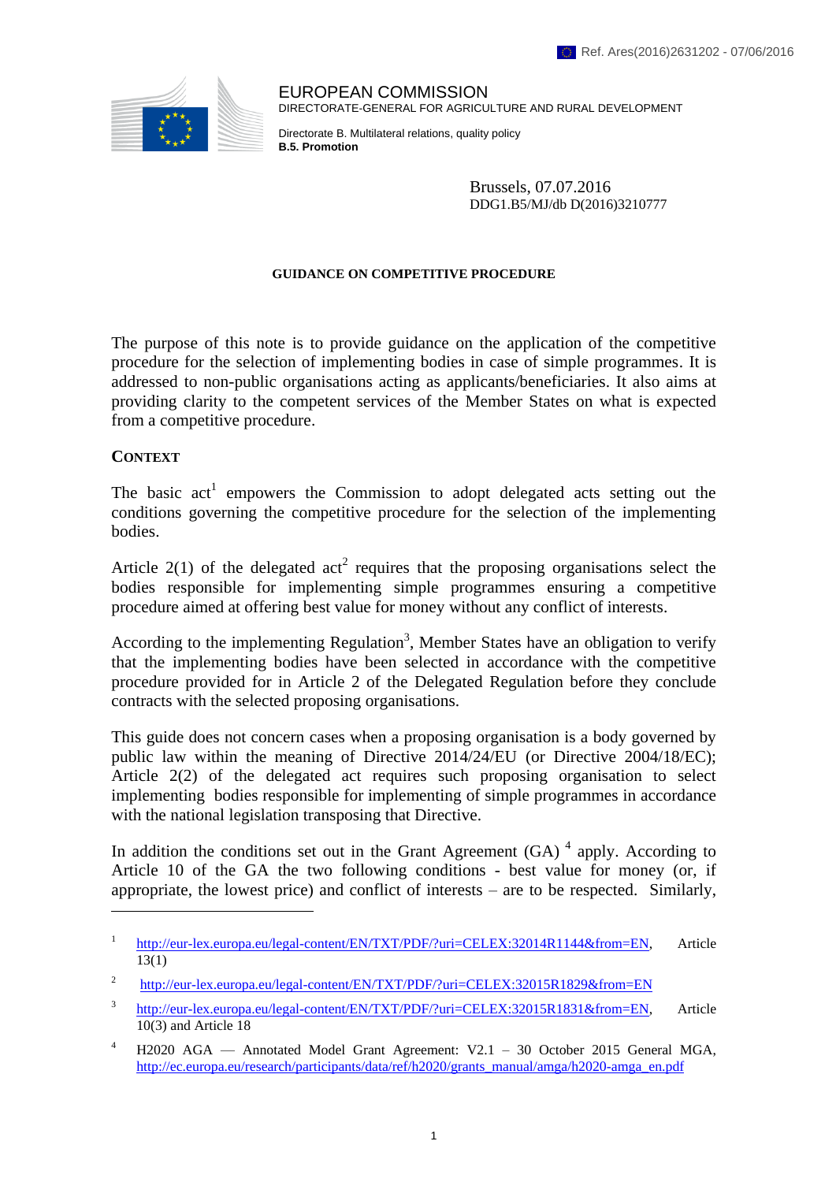Ref. Ares(2016)2631202 - 07/06/2016

EUROPEAN COMMISSION
DIRECTORATE-GENERAL FOR AGRICULTURE AND RURAL DEVELOPMENT

Directorate B. Multilateral relations, quality policy
**B.5. Promotion**

Brussels, 07.07.2016
DDG1.B5/MJ/db D(2016)3210777

**GUIDANCE ON COMPETITIVE PROCEDURE**

The purpose of this note is to provide guidance on the application of the competitive procedure for the selection of implementing bodies in case of simple programmes. It is addressed to non-public organisations acting as applicants/beneficiaries. It also aims at providing clarity to the competent services of the Member States on what is expected from a competitive procedure.

## CONTEXT

The basic act[1] empowers the Commission to adopt delegated acts setting out the conditions governing the competitive procedure for the selection of the implementing bodies.

Article 2(1) of the delegated act[2] requires that the proposing organisations select the bodies responsible for implementing simple programmes ensuring a competitive procedure aimed at offering best value for money without any conflict of interests.

According to the implementing Regulation[3], Member States have an obligation to verify that the implementing bodies have been selected in accordance with the competitive procedure provided for in Article 2 of the Delegated Regulation before they conclude contracts with the selected proposing organisations.

This guide does not concern cases when a proposing organisation is a body governed by public law within the meaning of Directive 2014/24/EU (or Directive 2004/18/EC); Article 2(2) of the delegated act requires such proposing organisation to select implementing bodies responsible for implementing of simple programmes in accordance with the national legislation transposing that Directive.

In addition the conditions set out in the Grant Agreement (GA) [4] apply. According to Article 10 of the GA the two following conditions - best value for money (or, if appropriate, the lowest price) and conflict of interests – are to be respected. Similarly,

---

[1] http://eur-lex.europa.eu/legal-content/EN/TXT/PDF/?uri=CELEX:32014R1144&from=EN, Article 13(1)

[2] http://eur-lex.europa.eu/legal-content/EN/TXT/PDF/?uri=CELEX:32015R1829&from=EN

[3] http://eur-lex.europa.eu/legal-content/EN/TXT/PDF/?uri=CELEX:32015R1831&from=EN, Article 10(3) and Article 18

[4] H2020 AGA — Annotated Model Grant Agreement: V2.1 – 30 October 2015 General MGA, http://ec.europa.eu/research/participants/data/ref/h2020/grants_manual/amga/h2020-amga_en.pdf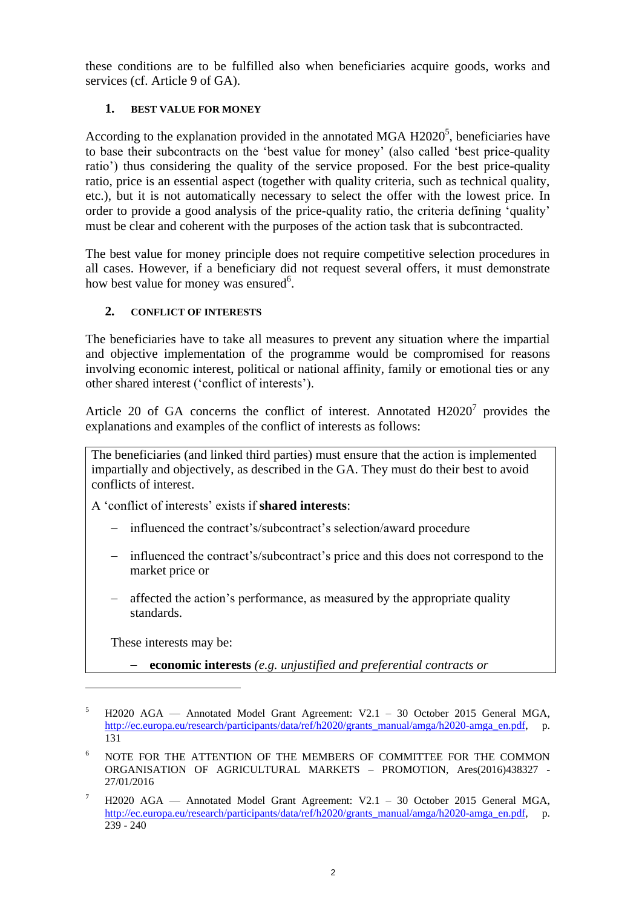these conditions are to be fulfilled also when beneficiaries acquire goods, works and services (cf. Article 9 of GA).

## 1. BEST VALUE FOR MONEY

According to the explanation provided in the annotated MGA H2020[5], beneficiaries have to base their subcontracts on the 'best value for money' (also called 'best price-quality ratio') thus considering the quality of the service proposed. For the best price-quality ratio, price is an essential aspect (together with quality criteria, such as technical quality, etc.), but it is not automatically necessary to select the offer with the lowest price. In order to provide a good analysis of the price-quality ratio, the criteria defining 'quality' must be clear and coherent with the purposes of the action task that is subcontracted.

The best value for money principle does not require competitive selection procedures in all cases. However, if a beneficiary did not request several offers, it must demonstrate how best value for money was ensured[6].

## 2. CONFLICT OF INTERESTS

The beneficiaries have to take all measures to prevent any situation where the impartial and objective implementation of the programme would be compromised for reasons involving economic interest, political or national affinity, family or emotional ties or any other shared interest ('conflict of interests').

Article 20 of GA concerns the conflict of interest. Annotated H2020[7] provides the explanations and examples of the conflict of interests as follows:

> The beneficiaries (and linked third parties) must ensure that the action is implemented impartially and objectively, as described in the GA. They must do their best to avoid conflicts of interest.
>
> A 'conflict of interests' exists if **shared interests**:
>
> - influenced the contract's/subcontract's selection/award procedure
> - influenced the contract's/subcontract's price and this does not correspond to the market price or
> - affected the action's performance, as measured by the appropriate quality standards.
>
> These interests may be:
>
> - **economic interests** *(e.g. unjustified and preferential contracts or*

---

[5] H2020 AGA — Annotated Model Grant Agreement: V2.1 – 30 October 2015 General MGA, http://ec.europa.eu/research/participants/data/ref/h2020/grants_manual/amga/h2020-amga_en.pdf, p. 131

[6] NOTE FOR THE ATTENTION OF THE MEMBERS OF COMMITTEE FOR THE COMMON ORGANISATION OF AGRICULTURAL MARKETS – PROMOTION, Ares(2016)438327 - 27/01/2016

[7] H2020 AGA — Annotated Model Grant Agreement: V2.1 – 30 October 2015 General MGA, http://ec.europa.eu/research/participants/data/ref/h2020/grants_manual/amga/h2020-amga_en.pdf, p. 239 - 240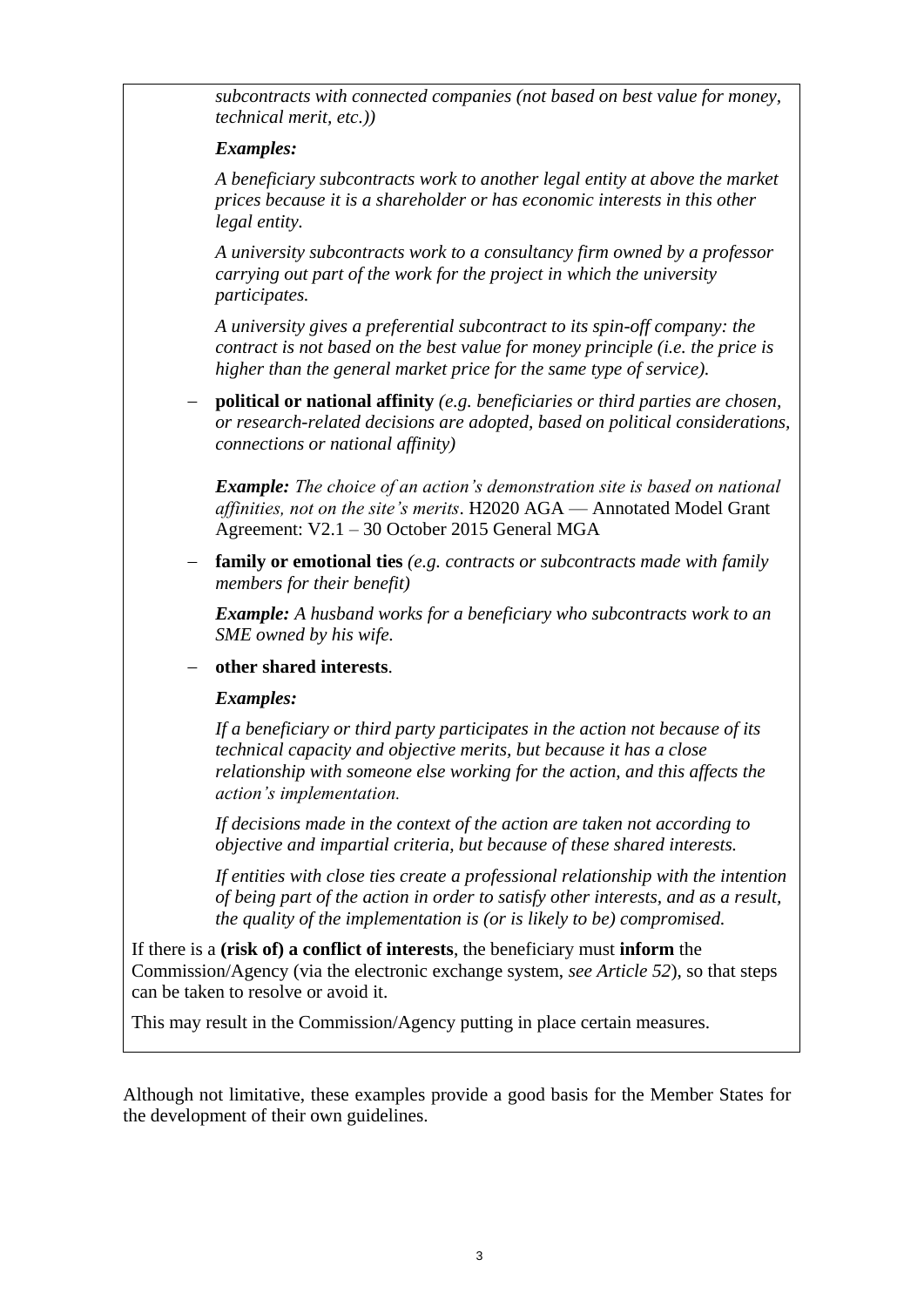*subcontracts with connected companies (not based on best value for money, technical merit, etc.))*

***Examples:***

*A beneficiary subcontracts work to another legal entity at above the market prices because it is a shareholder or has economic interests in this other legal entity.*

*A university subcontracts work to a consultancy firm owned by a professor carrying out part of the work for the project in which the university participates.*

*A university gives a preferential subcontract to its spin-off company: the contract is not based on the best value for money principle (i.e. the price is higher than the general market price for the same type of service).*

- **political or national affinity** *(e.g. beneficiaries or third parties are chosen, or research-related decisions are adopted, based on political considerations, connections or national affinity)*

  ***Example:*** *The choice of an action's demonstration site is based on national affinities, not on the site's merits*. H2020 AGA — Annotated Model Grant Agreement: V2.1 – 30 October 2015 General MGA

- **family or emotional ties** *(e.g. contracts or subcontracts made with family members for their benefit)*

  ***Example:*** *A husband works for a beneficiary who subcontracts work to an SME owned by his wife.*

- **other shared interests**.

  ***Examples:***

  *If a beneficiary or third party participates in the action not because of its technical capacity and objective merits, but because it has a close relationship with someone else working for the action, and this affects the action's implementation.*

  *If decisions made in the context of the action are taken not according to objective and impartial criteria, but because of these shared interests.*

  *If entities with close ties create a professional relationship with the intention of being part of the action in order to satisfy other interests, and as a result, the quality of the implementation is (or is likely to be) compromised.*

If there is a **(risk of) a conflict of interests**, the beneficiary must **inform** the Commission/Agency (via the electronic exchange system, *see Article 52*), so that steps can be taken to resolve or avoid it.

This may result in the Commission/Agency putting in place certain measures.

Although not limitative, these examples provide a good basis for the Member States for the development of their own guidelines.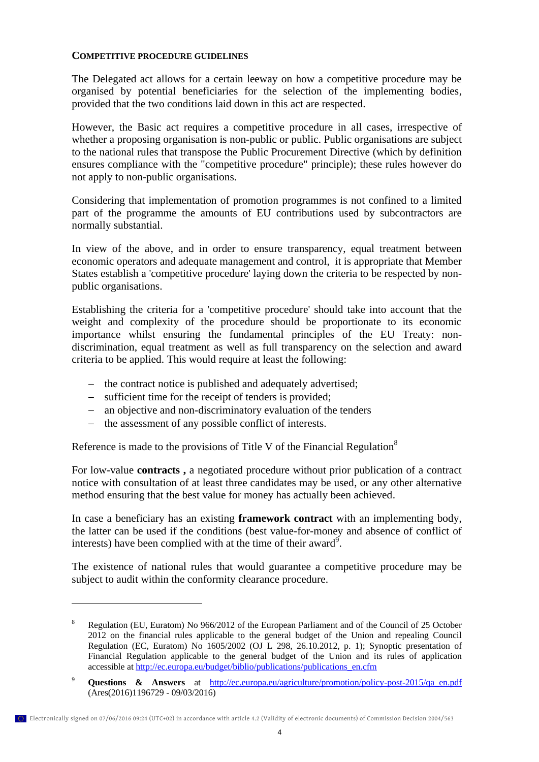**COMPETITIVE PROCEDURE GUIDELINES**

The Delegated act allows for a certain leeway on how a competitive procedure may be organised by potential beneficiaries for the selection of the implementing bodies, provided that the two conditions laid down in this act are respected.

However, the Basic act requires a competitive procedure in all cases, irrespective of whether a proposing organisation is non-public or public. Public organisations are subject to the national rules that transpose the Public Procurement Directive (which by definition ensures compliance with the "competitive procedure" principle); these rules however do not apply to non-public organisations.

Considering that implementation of promotion programmes is not confined to a limited part of the programme the amounts of EU contributions used by subcontractors are normally substantial.

In view of the above, and in order to ensure transparency, equal treatment between economic operators and adequate management and control, it is appropriate that Member States establish a 'competitive procedure' laying down the criteria to be respected by non-public organisations.

Establishing the criteria for a 'competitive procedure' should take into account that the weight and complexity of the procedure should be proportionate to its economic importance whilst ensuring the fundamental principles of the EU Treaty: non-discrimination, equal treatment as well as full transparency on the selection and award criteria to be applied. This would require at least the following:

- the contract notice is published and adequately advertised;
- sufficient time for the receipt of tenders is provided;
- an objective and non-discriminatory evaluation of the tenders
- the assessment of any possible conflict of interests.

Reference is made to the provisions of Title V of the Financial Regulation[8]

For low-value **contracts ,** a negotiated procedure without prior publication of a contract notice with consultation of at least three candidates may be used, or any other alternative method ensuring that the best value for money has actually been achieved.

In case a beneficiary has an existing **framework contract** with an implementing body, the latter can be used if the conditions (best value-for-money and absence of conflict of interests) have been complied with at the time of their award[9].

The existence of national rules that would guarantee a competitive procedure may be subject to audit within the conformity clearance procedure.

---

[8] Regulation (EU, Euratom) No 966/2012 of the European Parliament and of the Council of 25 October 2012 on the financial rules applicable to the general budget of the Union and repealing Council Regulation (EC, Euratom) No 1605/2002 (OJ L 298, 26.10.2012, p. 1); Synoptic presentation of Financial Regulation applicable to the general budget of the Union and its rules of application accessible at http://ec.europa.eu/budget/biblio/publications/publications_en.cfm

[9] **Questions & Answers** at http://ec.europa.eu/agriculture/promotion/policy-post-2015/qa_en.pdf (Ares(2016)1196729 - 09/03/2016)

Electronically signed on 07/06/2016 09:24 (UTC+02) in accordance with article 4.2 (Validity of electronic documents) of Commission Decision 2004/563